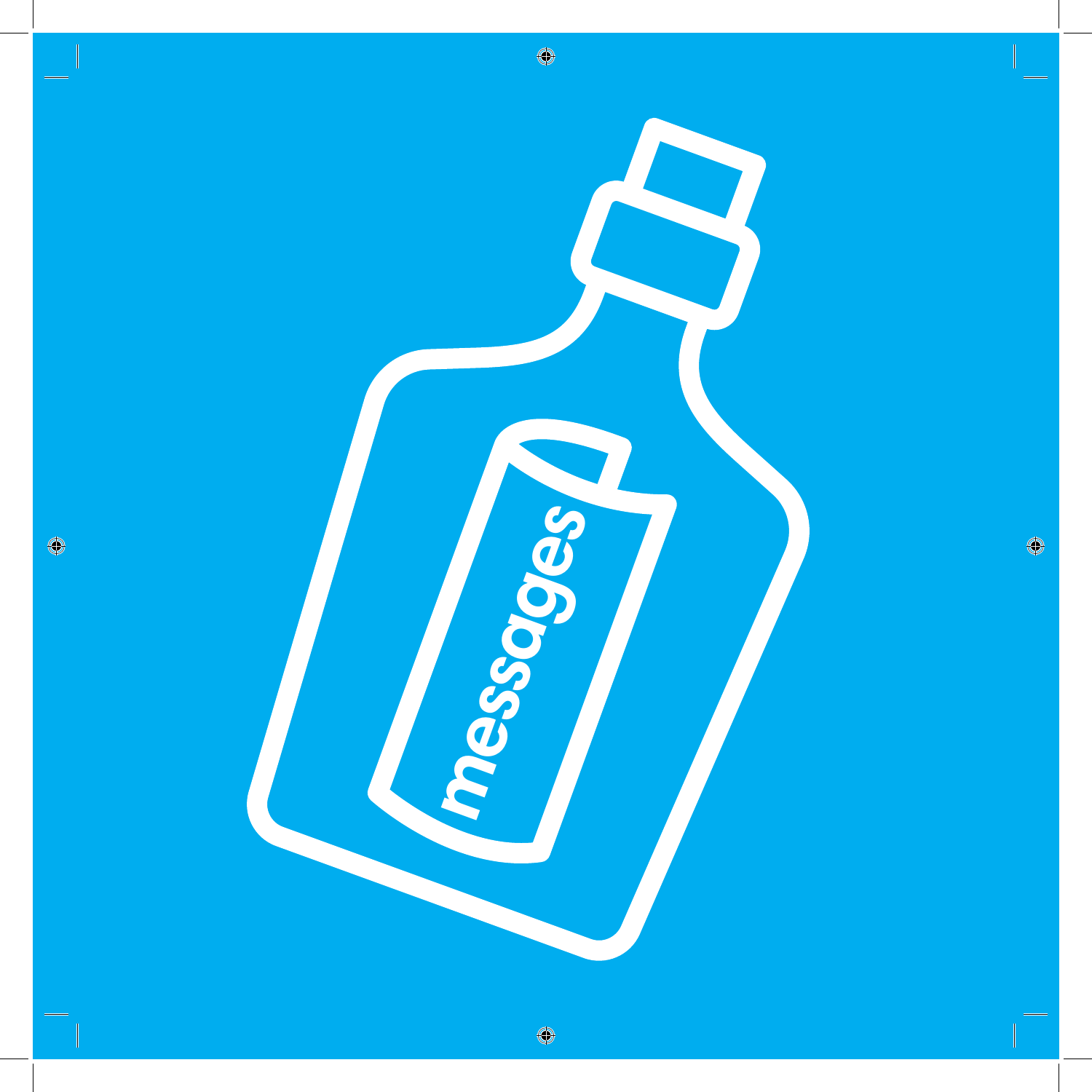messages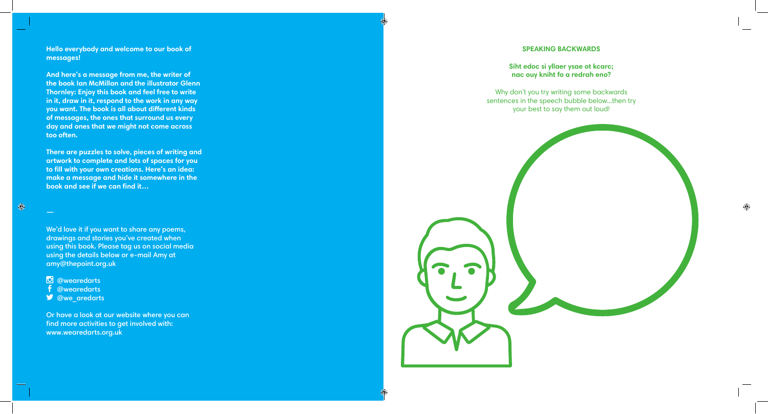**Hello everybody and welcome to our book of messages!**

**And here's a message from me, the writer of the book Ian McMillan and the illustrator Glenn Thornley: Enjoy this book and feel free to write in it, draw in it, respond to the work in any way you want. The book is all about different kinds of messages, the ones that surround us every day and ones that we might not come across too often.**

**There are puzzles to solve, pieces of writing and artwork to complete and lots of spaces for you to fill with your own creations. Here's an idea: make a message and hide it somewhere in the book and see if we can find it…**

—

We'd love it if you want to share any poems, drawings and stories you've created when using this book. Please tag us on social media using the details below or e-mail Amy at amy@thepoint.org.uk

@wearedarts
@wearedarts
@we_aredarts

Or have a look at our website where you can find more activities to get involved with: www.wearedarts.org.uk

## SPEAKING BACKWARDS

**Siht edoc si yllaer ysae ot kcarc; nac ouy kniht fo a redrah eno?**

Why don't you try writing some backwards sentences in the speech bubble below...then try your best to say them out loud!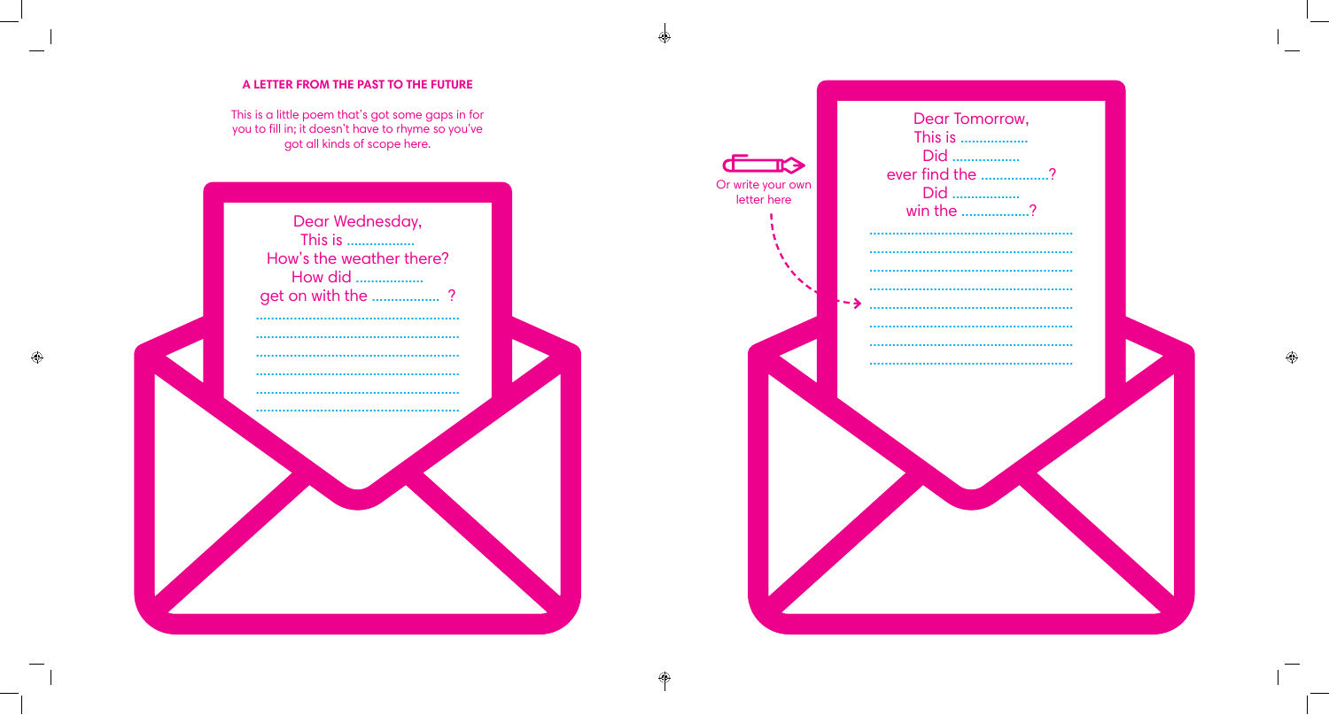## A LETTER FROM THE PAST TO THE FUTURE

This is a little poem that's got some gaps in for you to fill in; it doesn't have to rhyme so you've got all kinds of scope here.

Dear Wednesday,
This is ..................
How's the weather there?
How did ..................
get on with the .................. ?
......................................................
......................................................
......................................................
......................................................
......................................................
......................................................

Or write your own letter here

Dear Tomorrow,
This is ..................
Did ..................
ever find the ..................?
Did ..................
win the ..................?
......................................................
......................................................
......................................................
......................................................
......................................................
......................................................
......................................................
......................................................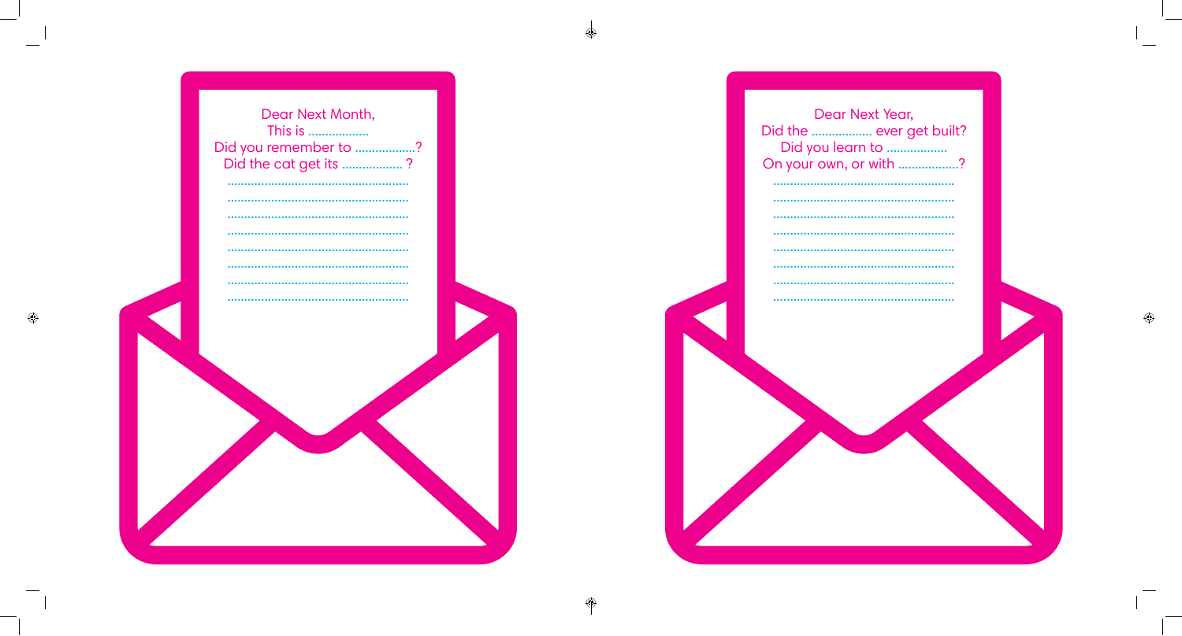Dear Next Month,
This is ..................
Did you remember to ..................?
Did the cat get its .................. ?

......................................................
......................................................
......................................................
......................................................
......................................................
......................................................
......................................................
......................................................

Dear Next Year,
Did the .................. ever get built?
Did you learn to ..................
On your own, or with ..................?

......................................................
......................................................
......................................................
......................................................
......................................................
......................................................
......................................................
......................................................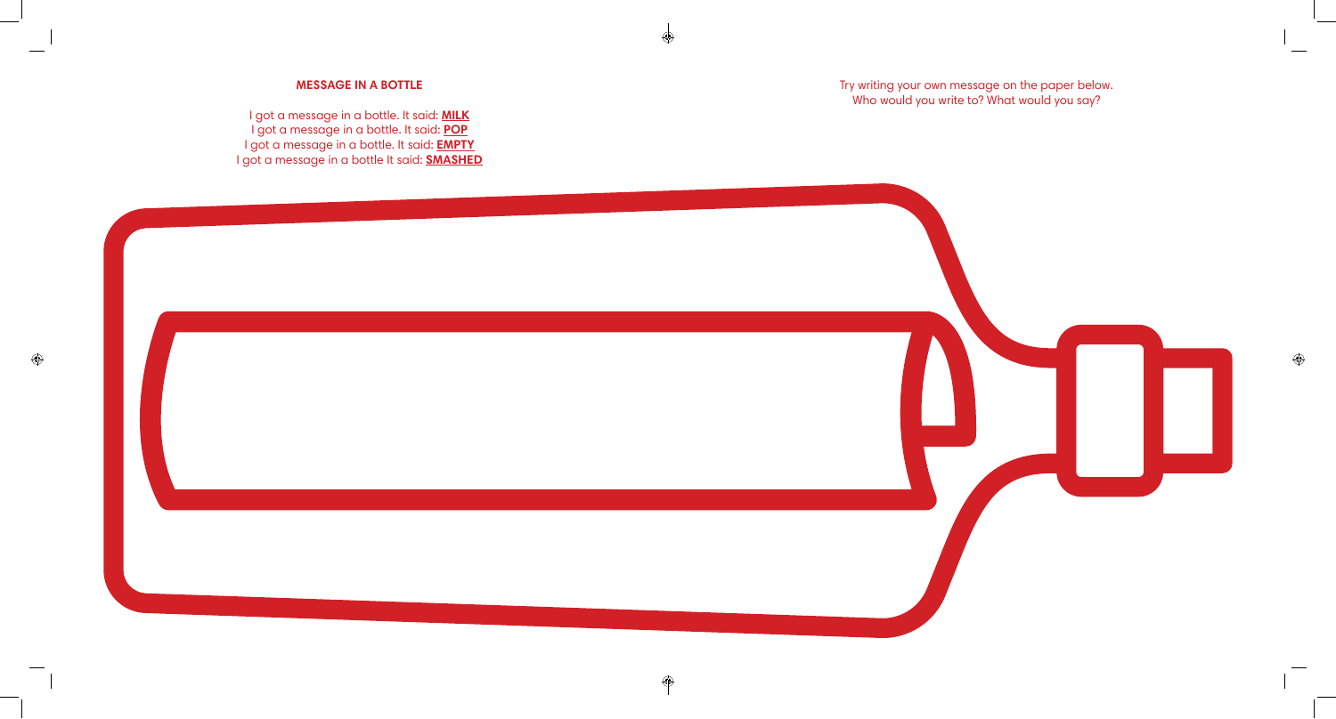### MESSAGE IN A BOTTLE

I got a message in a bottle. It said: **MILK**
I got a message in a bottle. It said: **POP**
I got a message in a bottle. It said: **EMPTY**
I got a message in a bottle It said: **SMASHED**

Try writing your own message on the paper below.
Who would you write to? What would you say?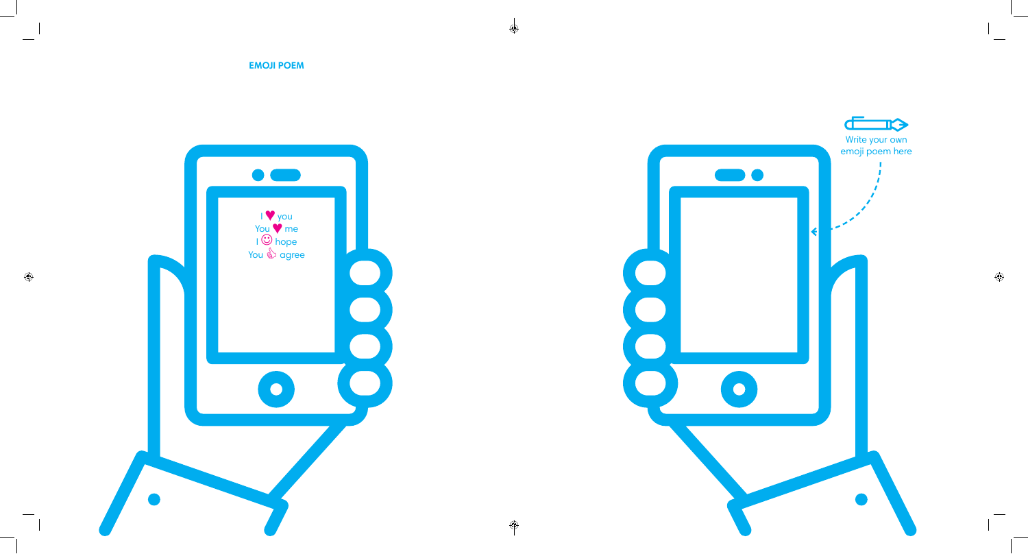## EMOJI POEM

I ♥ you
You ♥ me
I ☺ hope
You 👍 agree

Write your own emoji poem here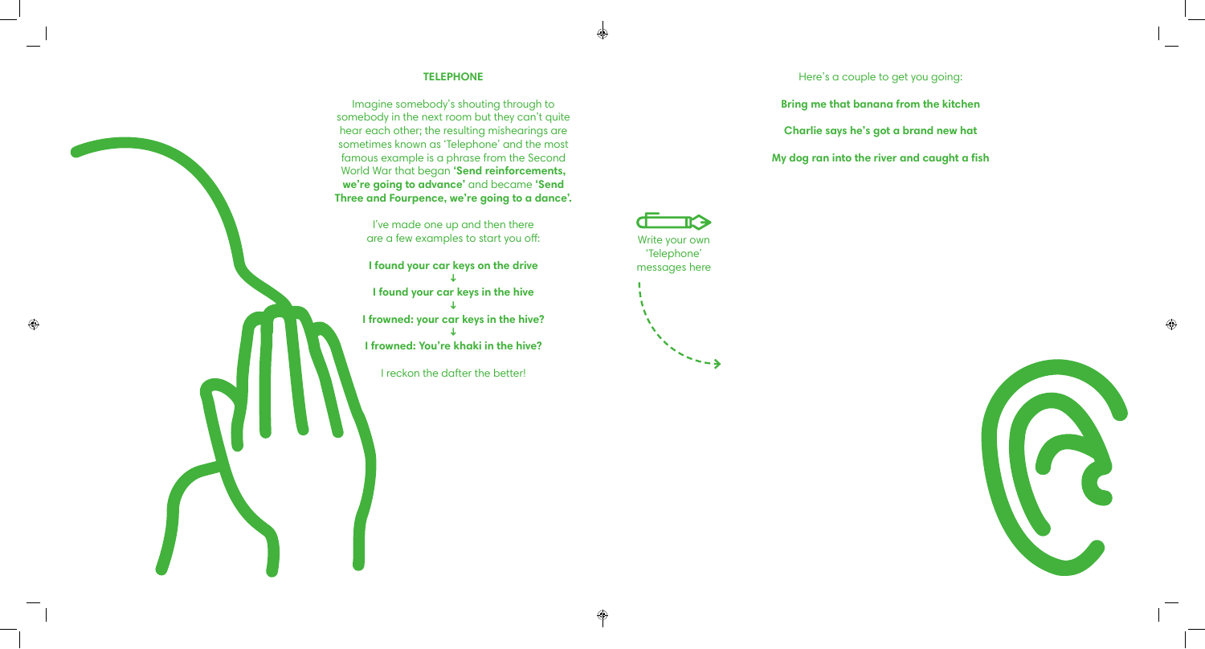## TELEPHONE

Imagine somebody's shouting through to somebody in the next room but they can't quite hear each other; the resulting mishearings are sometimes known as 'Telephone' and the most famous example is a phrase from the Second World War that began **'Send reinforcements, we're going to advance'** and became **'Send Three and Fourpence, we're going to a dance'.**

I've made one up and then there are a few examples to start you off:

**I found your car keys on the drive**

↓

**I found your car keys in the hive**

↓

**I frowned: your car keys in the hive?**

↓

**I frowned: You're khaki in the hive?**

I reckon the dafter the better!

Write your own 'Telephone' messages here

Here's a couple to get you going:

**Bring me that banana from the kitchen**

**Charlie says he's got a brand new hat**

**My dog ran into the river and caught a fish**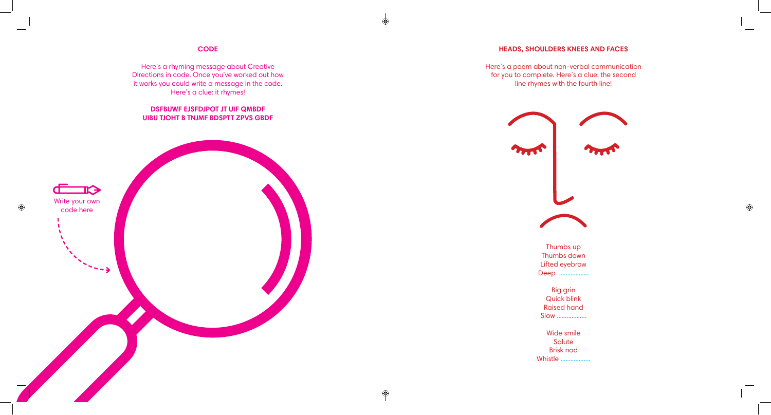## CODE

Here's a rhyming message about Creative Directions in code. Once you've worked out how it works you could write a message in the code. Here's a clue: it rhymes!

**DSFBUWF EJSFDJPOT JT UIF QMBDF**
**UIBU TJOHT B TNJMF BDSPTT ZPVS GBDF**

Write your own code here

## HEADS, SHOULDERS KNEES AND FACES

Here's a poem about non-verbal communication for you to complete. Here's a clue: the second line rhymes with the fourth line!

Thumbs up
Thumbs down
Lifted eyebrow
Deep ..................

Big grin
Quick blink
Raised hand
Slow ..................

Wide smile
Salute
Brisk nod
Whistle ..................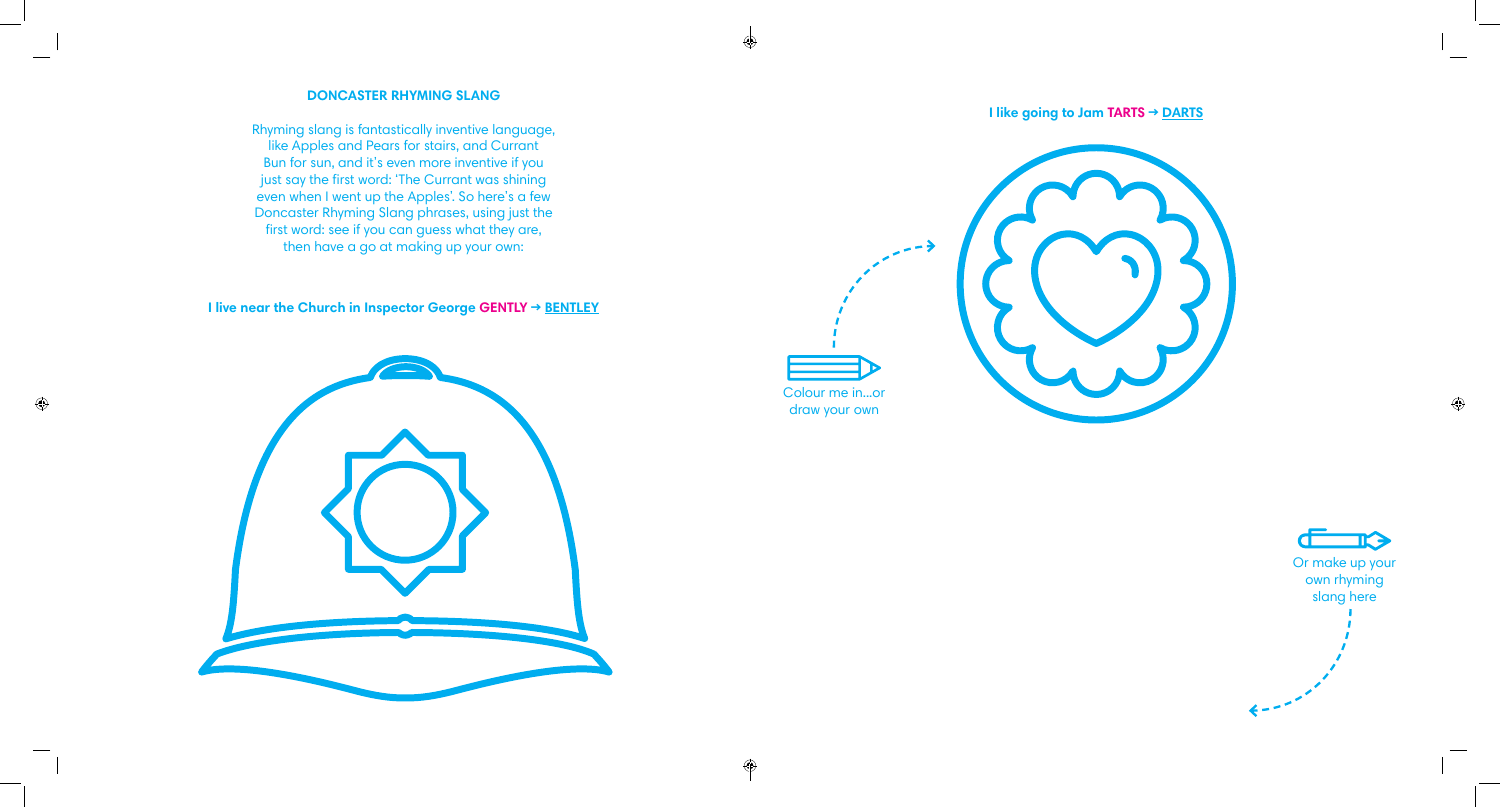### DONCASTER RHYMING SLANG

Rhyming slang is fantastically inventive language, like Apples and Pears for stairs, and Currant Bun for sun, and it's even more inventive if you just say the first word: 'The Currant was shining even when I went up the Apples'. So here's a few Doncaster Rhyming Slang phrases, using just the first word: see if you can guess what they are, then have a go at making up your own:

**I live near the Church in Inspector George GENTLY → BENTLEY**

**I like going to Jam TARTS → DARTS**

Colour me in...or draw your own

Or make up your own rhyming slang here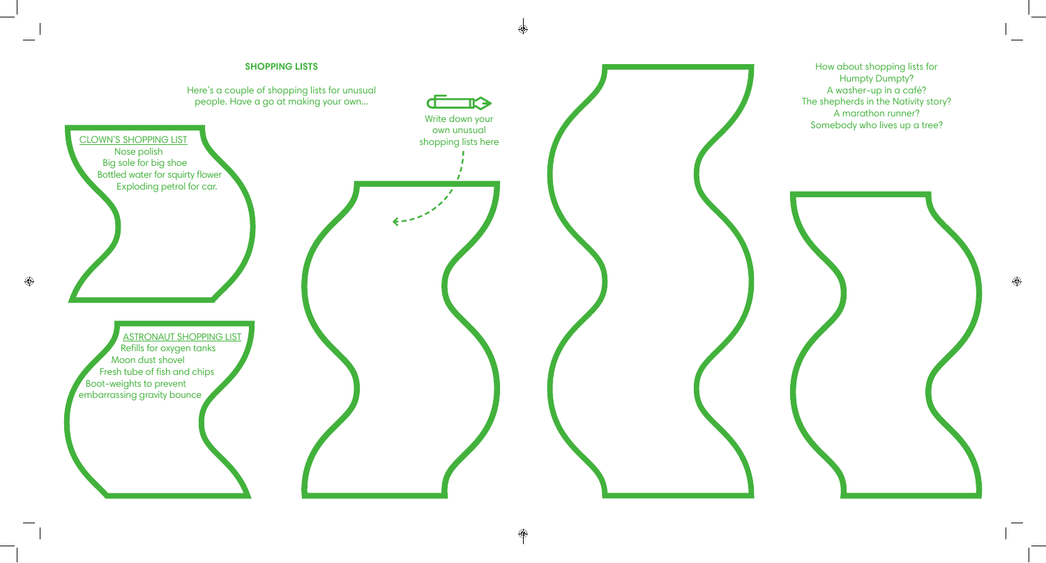## SHOPPING LISTS

Here's a couple of shopping lists for unusual people. Have a go at making your own...

CLOWN'S SHOPPING LIST
Nose polish
Big sole for big shoe
Bottled water for squirty flower
Exploding petrol for car.

ASTRONAUT SHOPPING LIST
Refills for oxygen tanks
Moon dust shovel
Fresh tube of fish and chips
Boot-weights to prevent embarrassing gravity bounce

Write down your own unusual shopping lists here

How about shopping lists for
Humpty Dumpty?
A washer-up in a café?
The shepherds in the Nativity story?
A marathon runner?
Somebody who lives up a tree?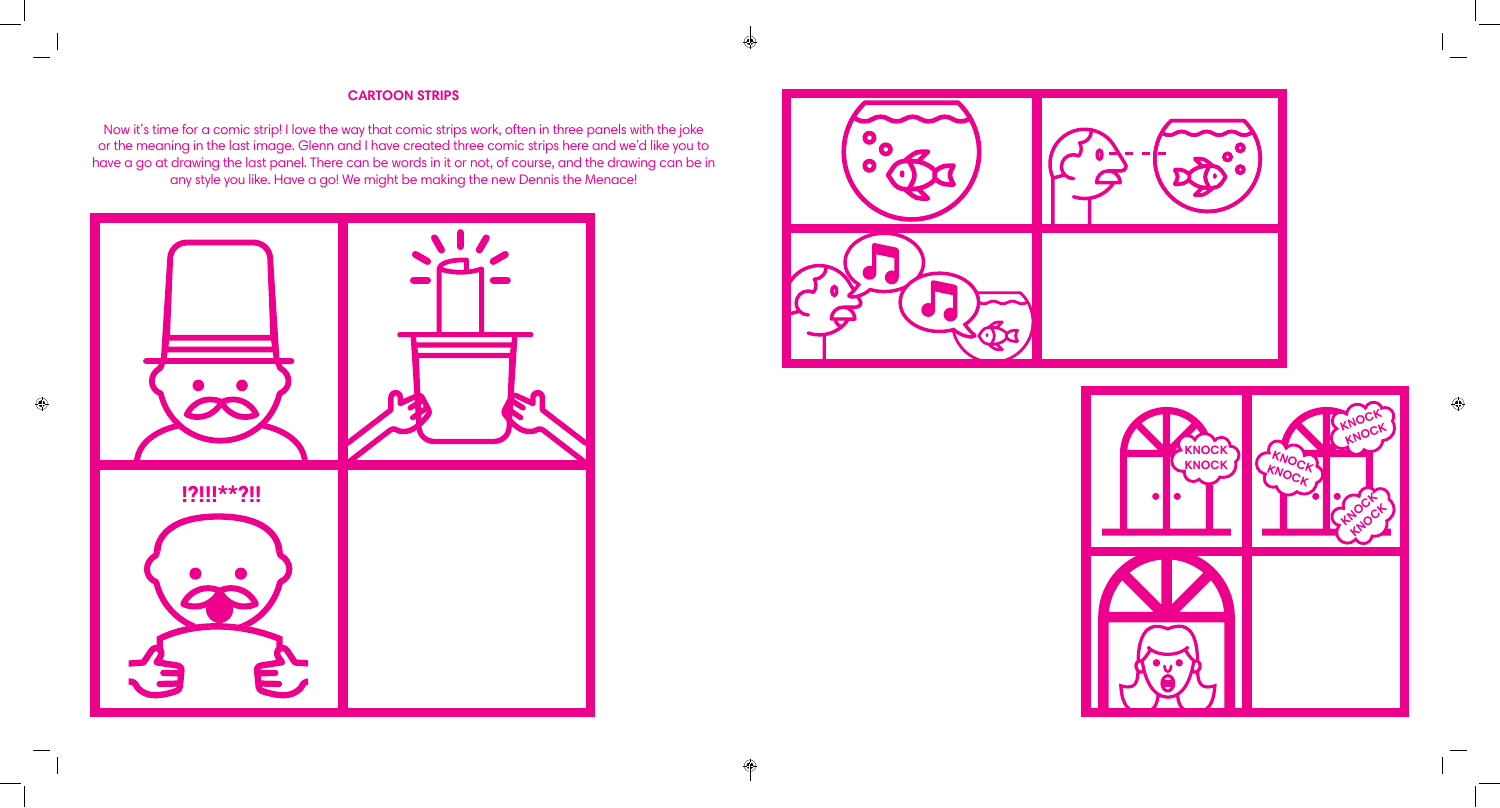## CARTOON STRIPS

Now it's time for a comic strip! I love the way that comic strips work, often in three panels with the joke or the meaning in the last image. Glenn and I have created three comic strips here and we'd like you to have a go at drawing the last panel. There can be words in it or not, of course, and the drawing can be in any style you like. Have a go! We might be making the new Dennis the Menace!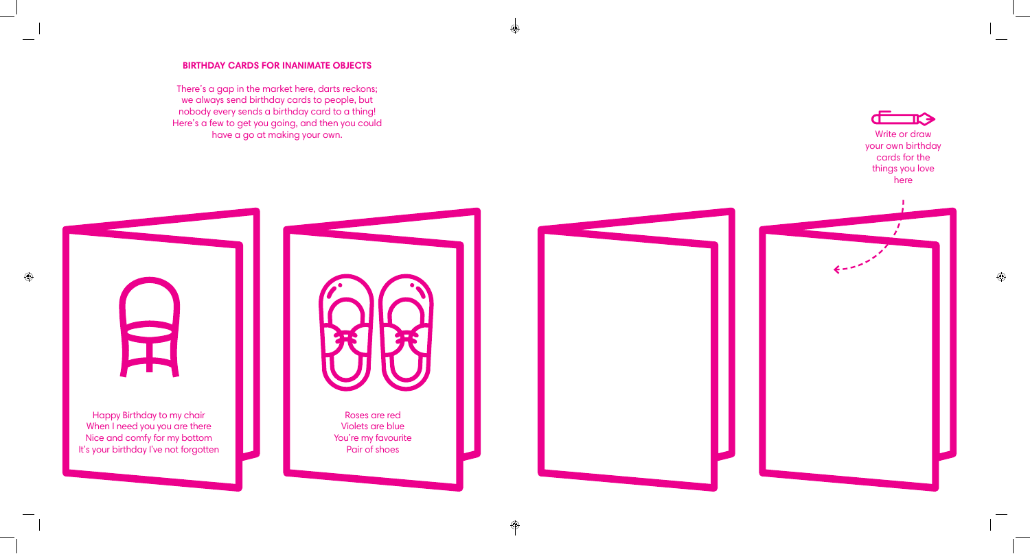## BIRTHDAY CARDS FOR INANIMATE OBJECTS

There's a gap in the market here, darts reckons; we always send birthday cards to people, but nobody every sends a birthday card to a thing! Here's a few to get you going, and then you could have a go at making your own.

Write or draw your own birthday cards for the things you love here

Happy Birthday to my chair  
When I need you you are there  
Nice and comfy for my bottom  
It's your birthday I've not forgotten

Roses are red  
Violets are blue  
You're my favourite  
Pair of shoes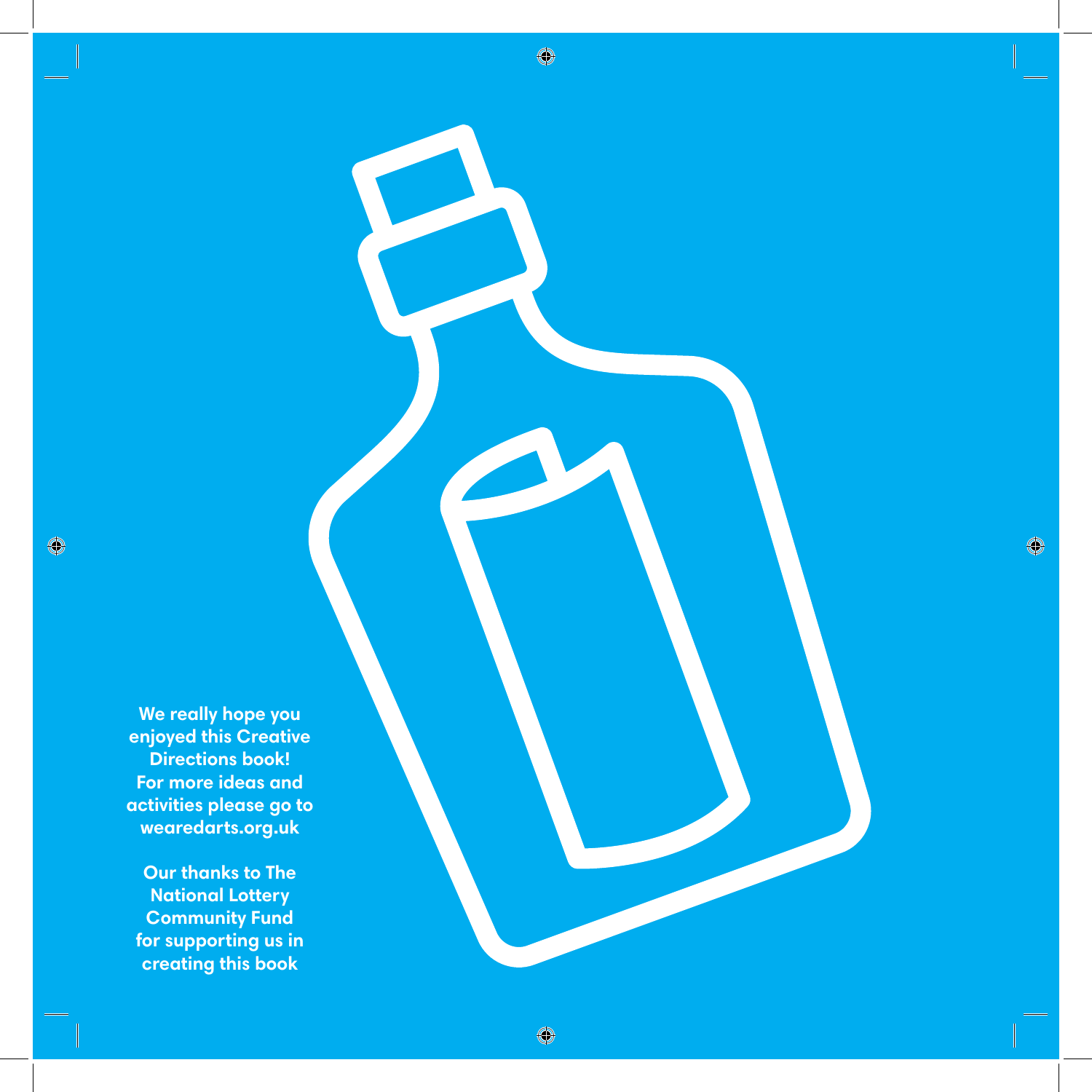**We really hope you enjoyed this Creative Directions book! For more ideas and activities please go to wearedarts.org.uk**

**Our thanks to The National Lottery Community Fund for supporting us in creating this book**